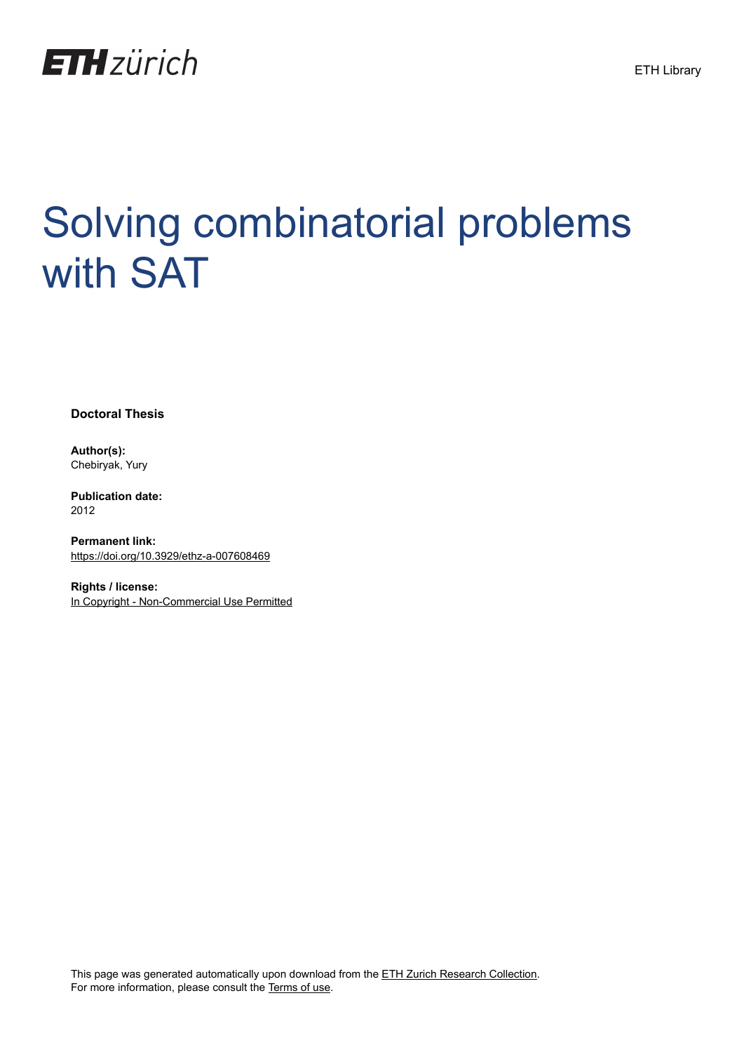ETH zürich

ETH Library

# Solving combinatorial problems with SAT

**Doctoral Thesis**

**Author(s):**
Chebiryak, Yury

**Publication date:**
2012

**Permanent link:**
https://doi.org/10.3929/ethz-a-007608469

**Rights / license:**
In Copyright - Non-Commercial Use Permitted

This page was generated automatically upon download from the ETH Zurich Research Collection.
For more information, please consult the Terms of use.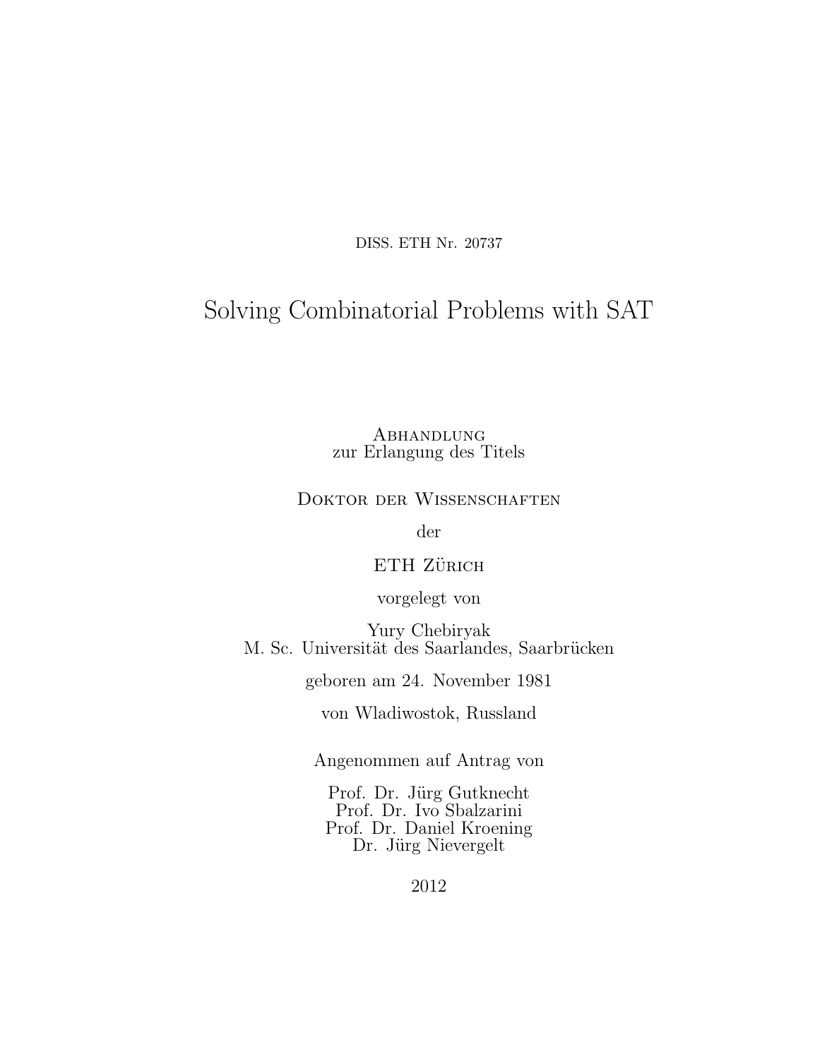DISS. ETH Nr. 20737

# Solving Combinatorial Problems with SAT

Abhandlung
zur Erlangung des Titels

Doktor der Wissenschaften

der

ETH Zürich

vorgelegt von

Yury Chebiryak
M. Sc. Universität des Saarlandes, Saarbrücken

geboren am 24. November 1981

von Wladiwostok, Russland

Angenommen auf Antrag von

Prof. Dr. Jürg Gutknecht
Prof. Dr. Ivo Sbalzarini
Prof. Dr. Daniel Kroening
Dr. Jürg Nievergelt

2012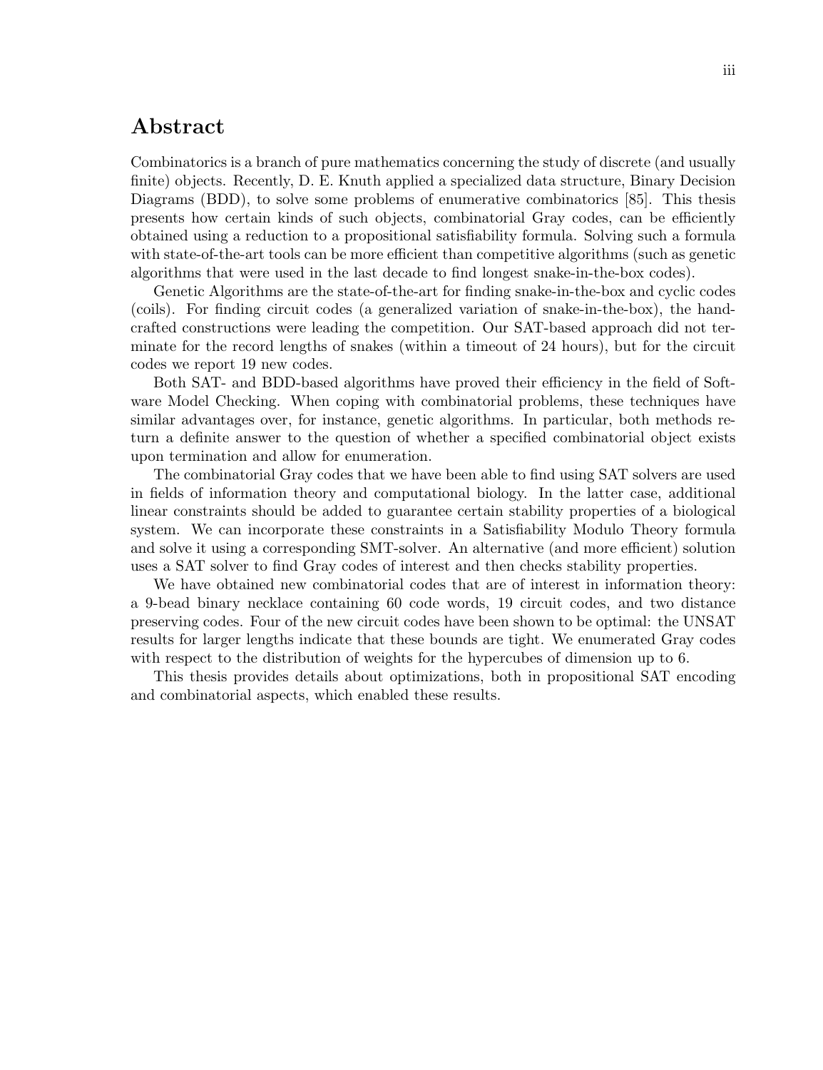## Abstract

Combinatorics is a branch of pure mathematics concerning the study of discrete (and usually finite) objects. Recently, D. E. Knuth applied a specialized data structure, Binary Decision Diagrams (BDD), to solve some problems of enumerative combinatorics [85]. This thesis presents how certain kinds of such objects, combinatorial Gray codes, can be efficiently obtained using a reduction to a propositional satisfiability formula. Solving such a formula with state-of-the-art tools can be more efficient than competitive algorithms (such as genetic algorithms that were used in the last decade to find longest snake-in-the-box codes).

Genetic Algorithms are the state-of-the-art for finding snake-in-the-box and cyclic codes (coils). For finding circuit codes (a generalized variation of snake-in-the-box), the hand-crafted constructions were leading the competition. Our SAT-based approach did not terminate for the record lengths of snakes (within a timeout of 24 hours), but for the circuit codes we report 19 new codes.

Both SAT- and BDD-based algorithms have proved their efficiency in the field of Software Model Checking. When coping with combinatorial problems, these techniques have similar advantages over, for instance, genetic algorithms. In particular, both methods return a definite answer to the question of whether a specified combinatorial object exists upon termination and allow for enumeration.

The combinatorial Gray codes that we have been able to find using SAT solvers are used in fields of information theory and computational biology. In the latter case, additional linear constraints should be added to guarantee certain stability properties of a biological system. We can incorporate these constraints in a Satisfiability Modulo Theory formula and solve it using a corresponding SMT-solver. An alternative (and more efficient) solution uses a SAT solver to find Gray codes of interest and then checks stability properties.

We have obtained new combinatorial codes that are of interest in information theory: a 9-bead binary necklace containing 60 code words, 19 circuit codes, and two distance preserving codes. Four of the new circuit codes have been shown to be optimal: the UNSAT results for larger lengths indicate that these bounds are tight. We enumerated Gray codes with respect to the distribution of weights for the hypercubes of dimension up to 6.

This thesis provides details about optimizations, both in propositional SAT encoding and combinatorial aspects, which enabled these results.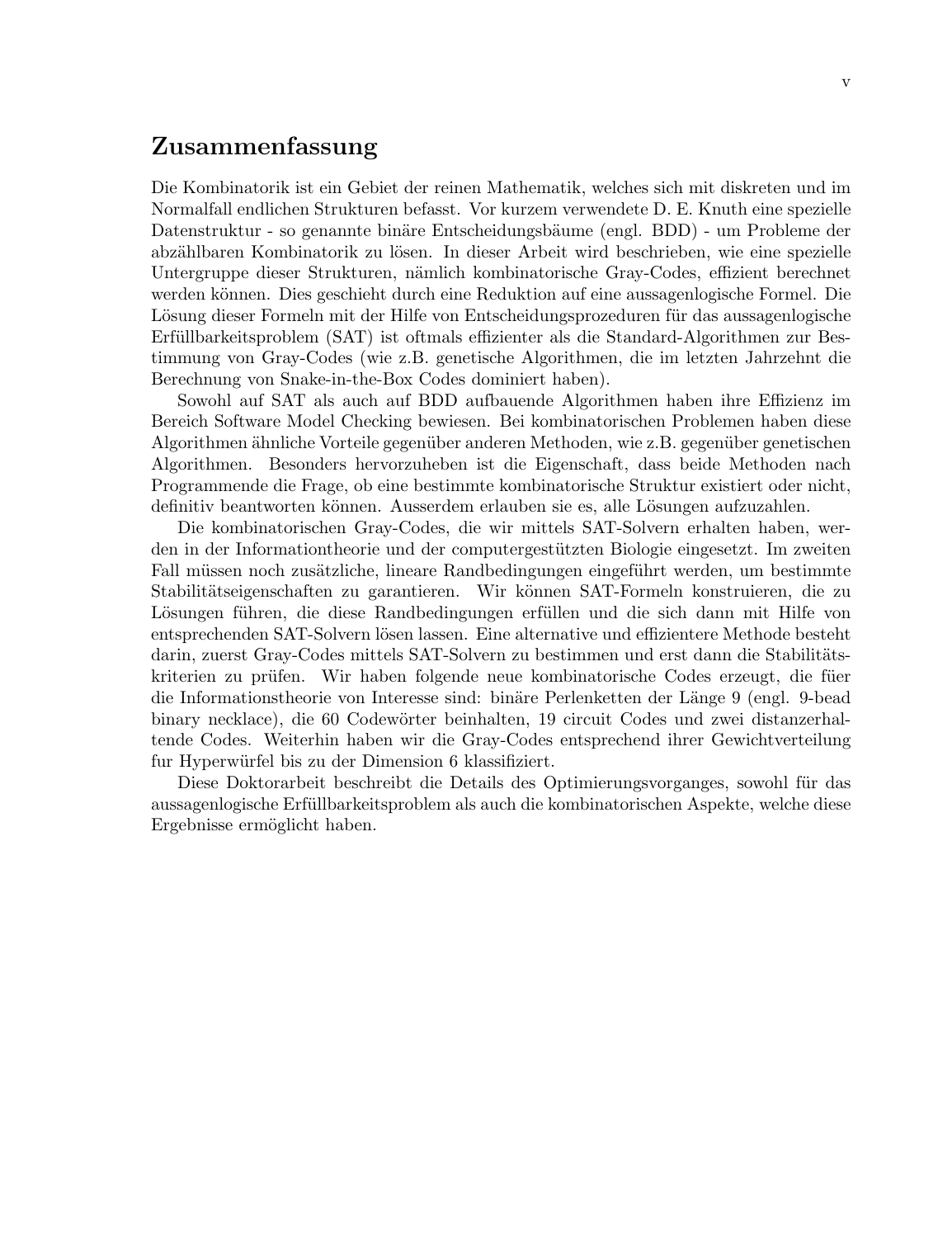# Zusammenfassung

Die Kombinatorik ist ein Gebiet der reinen Mathematik, welches sich mit diskreten und im Normalfall endlichen Strukturen befasst. Vor kurzem verwendete D. E. Knuth eine spezielle Datenstruktur - so genannte binäre Entscheidungsbäume (engl. BDD) - um Probleme der abzählbaren Kombinatorik zu lösen. In dieser Arbeit wird beschrieben, wie eine spezielle Untergruppe dieser Strukturen, nämlich kombinatorische Gray-Codes, effizient berechnet werden können. Dies geschieht durch eine Reduktion auf eine aussagenlogische Formel. Die Lösung dieser Formeln mit der Hilfe von Entscheidungsprozeduren für das aussagenlogische Erfüllbarkeitsproblem (SAT) ist oftmals effizienter als die Standard-Algorithmen zur Bestimmung von Gray-Codes (wie z.B. genetische Algorithmen, die im letzten Jahrzehnt die Berechnung von Snake-in-the-Box Codes dominiert haben).

Sowohl auf SAT als auch auf BDD aufbauende Algorithmen haben ihre Effizienz im Bereich Software Model Checking bewiesen. Bei kombinatorischen Problemen haben diese Algorithmen ähnliche Vorteile gegenüber anderen Methoden, wie z.B. gegenüber genetischen Algorithmen. Besonders hervorzuheben ist die Eigenschaft, dass beide Methoden nach Programmende die Frage, ob eine bestimmte kombinatorische Struktur existiert oder nicht, definitiv beantworten können. Ausserdem erlauben sie es, alle Lösungen aufzuzahlen.

Die kombinatorischen Gray-Codes, die wir mittels SAT-Solvern erhalten haben, werden in der Informationtheorie und der computergestützten Biologie eingesetzt. Im zweiten Fall müssen noch zusätzliche, lineare Randbedingungen eingeführt werden, um bestimmte Stabilitätseigenschaften zu garantieren. Wir können SAT-Formeln konstruieren, die zu Lösungen führen, die diese Randbedingungen erfüllen und die sich dann mit Hilfe von entsprechenden SAT-Solvern lösen lassen. Eine alternative und effizientere Methode besteht darin, zuerst Gray-Codes mittels SAT-Solvern zu bestimmen und erst dann die Stabilitätskriterien zu prüfen. Wir haben folgende neue kombinatorische Codes erzeugt, die füer die Informationstheorie von Interesse sind: binäre Perlenketten der Länge 9 (engl. 9-bead binary necklace), die 60 Codewörter beinhalten, 19 circuit Codes und zwei distanzerhaltende Codes. Weiterhin haben wir die Gray-Codes entsprechend ihrer Gewichtverteilung fur Hyperwürfel bis zu der Dimension 6 klassifiziert.

Diese Doktorarbeit beschreibt die Details des Optimierungsvorganges, sowohl für das aussagenlogische Erfüllbarkeitsproblem als auch die kombinatorischen Aspekte, welche diese Ergebnisse ermöglicht haben.